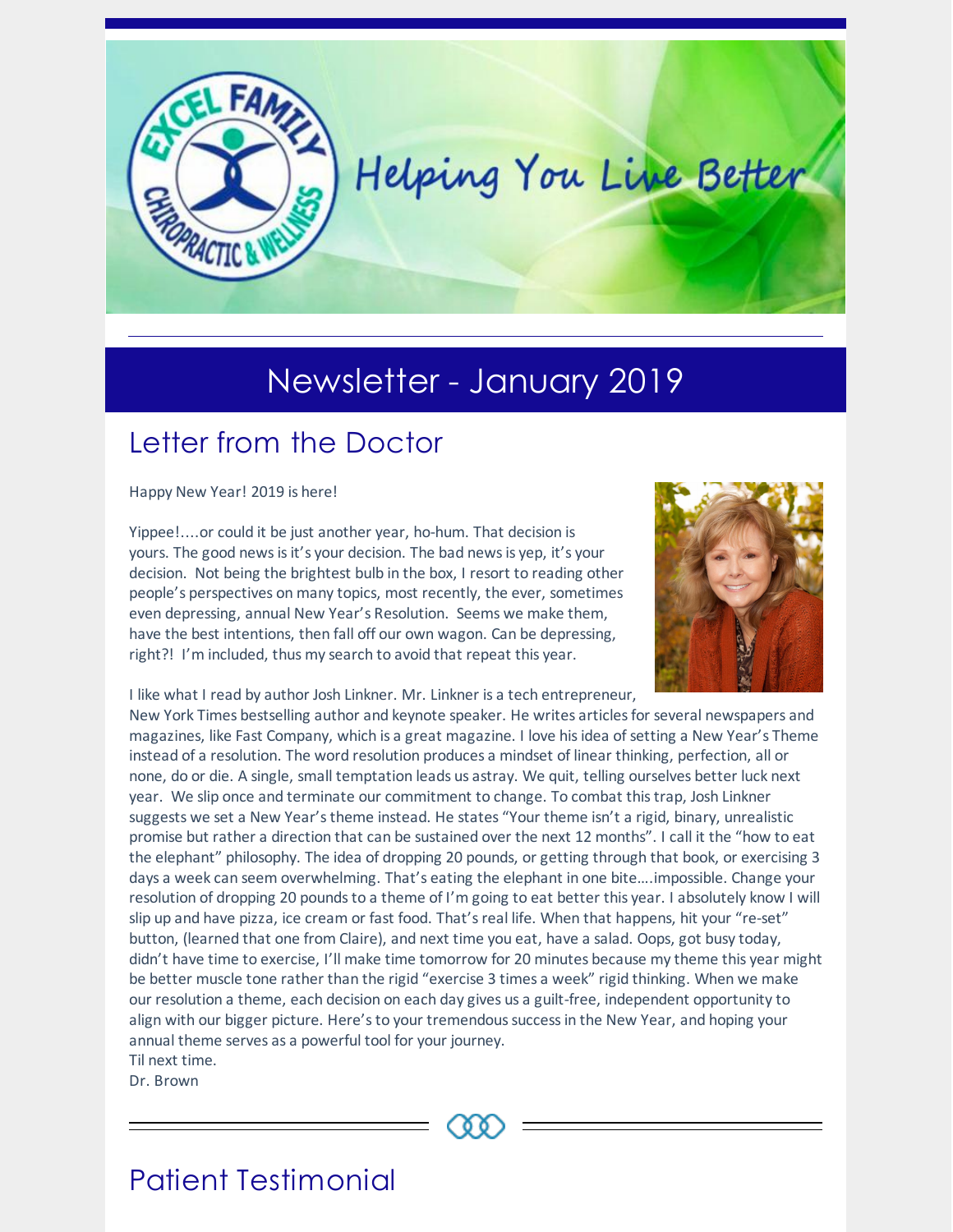Helping You Live Better

# Newsletter - January 2019

## Letter from the Doctor

Happy New Year! 2019 is here!

Yippee!....or could it be just another year, ho-hum. That decision is yours. The good news is it's your decision. The bad news is yep, it's your decision. Not being the brightest bulb in the box, I resort to reading other people's perspectives on many topics, most recently, the ever, sometimes even depressing, annual New Year's Resolution. Seems we make them, have the best intentions, then fall off our own wagon. Can be depressing, right?! I'm included, thus my search to avoid that repeat this year.

I like what I read by author Josh Linkner. Mr. Linkner is a tech entrepreneur, New York Times bestselling author and keynote speaker. He writes articles for several newspapers and magazines, like Fast Company, which is a great magazine. I love his idea of setting a New Year's Theme instead of a resolution. The word resolution produces a mindset of linear thinking, perfection, all or none, do or die. A single, small temptation leads us astray. We quit, telling ourselves better luck next year. We slip once and terminate our commitment to change. To combat this trap, Josh Linkner suggests we set a New Year's theme instead. He states "Your theme isn't a rigid, binary, unrealistic promise but rather a direction that can be sustained over the next 12 months". I call it the "how to eat the elephant" philosophy. The idea of dropping 20 pounds, or getting through that book, or exercising 3 days a week can seem overwhelming. That's eating the elephant in one bite....impossible. Change your resolution of dropping 20 pounds to a theme of I'm going to eat better this year. I absolutely know I will slip up and have pizza, ice cream or fast food. That's real life. When that happens, hit your "re-set" button, (learned that one from Claire), and next time you eat, have a salad. Oops, got busy today, didn't have time to exercise, I'll make time tomorrow for 20 minutes because my theme this year might be better muscle tone rather than the rigid "exercise 3 times a week" rigid thinking. When we make our resolution a theme, each decision on each day gives us a guilt-free, independent opportunity to align with our bigger picture. Here's to your tremendous success in the New Year, and hoping your annual theme serves as a powerful tool for your journey.
Til next time.
Dr. Brown

## Patient Testimonial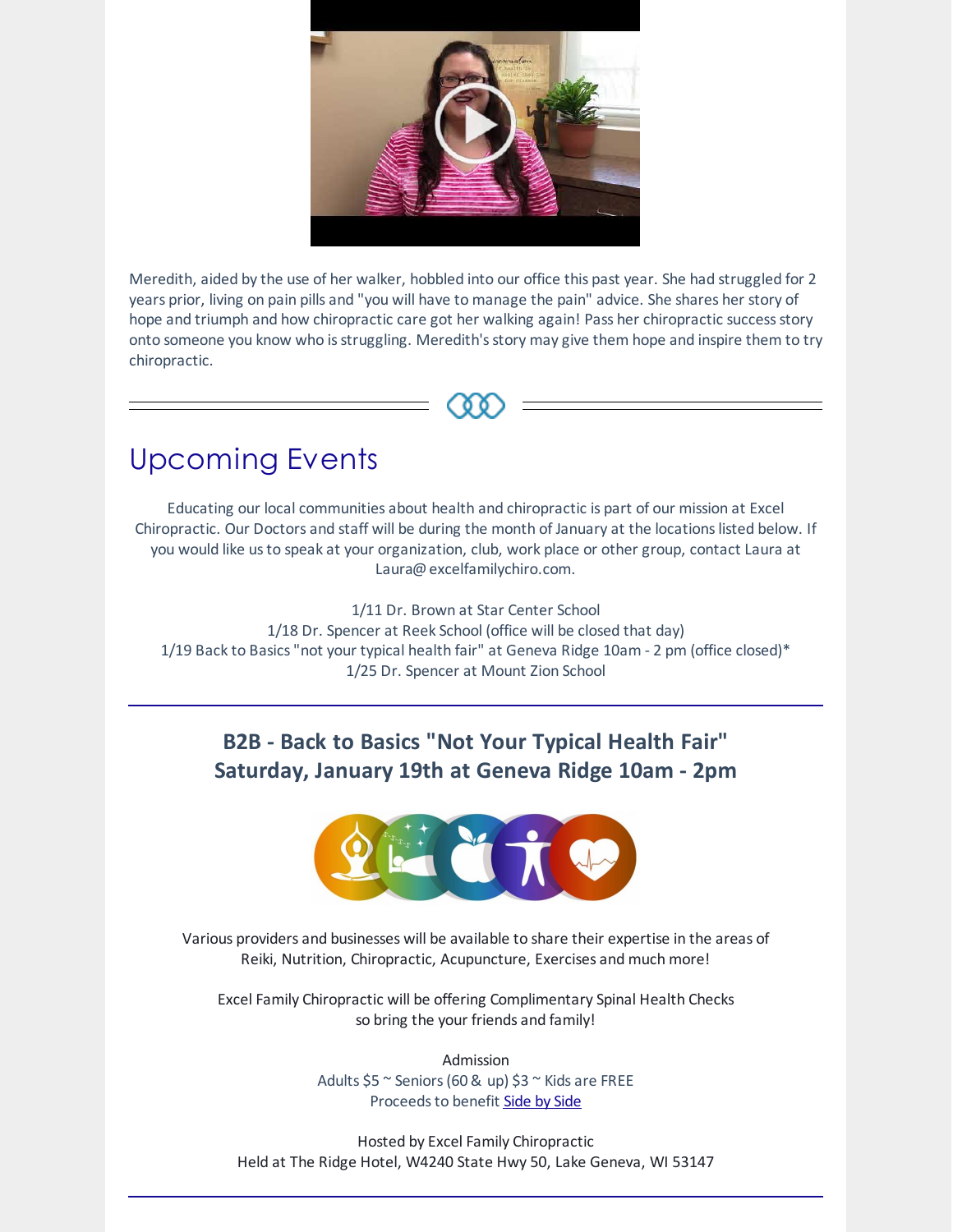Meredith, aided by the use of her walker, hobbled into our office this past year. She had struggled for 2 years prior, living on pain pills and "you will have to manage the pain" advice. She shares her story of hope and triumph and how chiropractic care got her walking again! Pass her chiropractic success story onto someone you know who is struggling. Meredith's story may give them hope and inspire them to try chiropractic.

# Upcoming Events

Educating our local communities about health and chiropractic is part of our mission at Excel Chiropractic. Our Doctors and staff will be during the month of January at the locations listed below. If you would like us to speak at your organization, club, work place or other group, contact Laura at Laura@excelfamilychiro.com.

1/11 Dr. Brown at Star Center School
1/18 Dr. Spencer at Reek School (office will be closed that day)
1/19 Back to Basics "not your typical health fair" at Geneva Ridge 10am - 2 pm (office closed)*
1/25 Dr. Spencer at Mount Zion School

---

## B2B - Back to Basics "Not Your Typical Health Fair"
## Saturday, January 19th at Geneva Ridge 10am - 2pm

Various providers and businesses will be available to share their expertise in the areas of Reiki, Nutrition, Chiropractic, Acupuncture, Exercises and much more!

Excel Family Chiropractic will be offering Complimentary Spinal Health Checks so bring the your friends and family!

Admission
Adults $5 ~ Seniors (60 & up) $3 ~ Kids are FREE
Proceeds to benefit [Side by Side]

Hosted by Excel Family Chiropractic
Held at The Ridge Hotel, W4240 State Hwy 50, Lake Geneva, WI 53147

---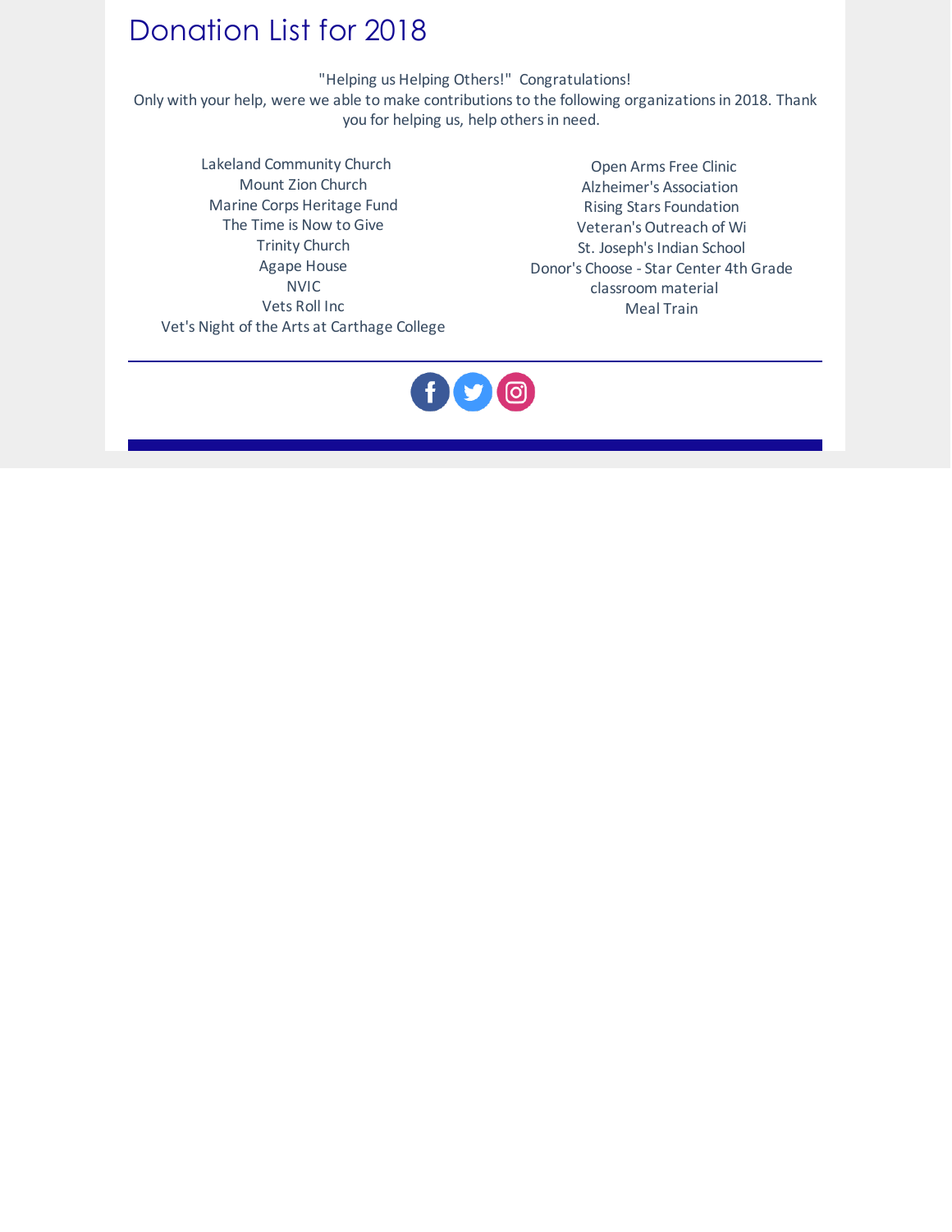# Donation List for 2018

"Helping us Helping Others!" Congratulations!
Only with your help, were we able to make contributions to the following organizations in 2018. Thank you for helping us, help others in need.

Lakeland Community Church
Mount Zion Church
Marine Corps Heritage Fund
The Time is Now to Give
Trinity Church
Agape House
NVIC
Vets Roll Inc
Vet's Night of the Arts at Carthage College

Open Arms Free Clinic
Alzheimer's Association
Rising Stars Foundation
Veteran's Outreach of Wi
St. Joseph's Indian School
Donor's Choose - Star Center 4th Grade classroom material
Meal Train